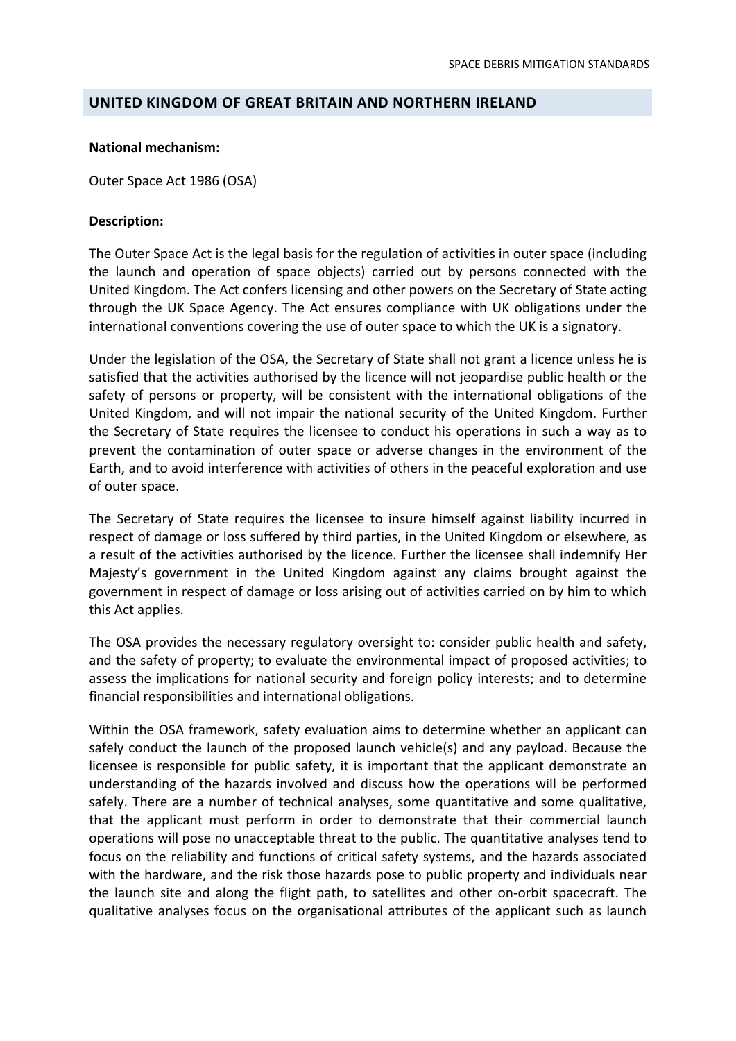## UNITED KINGDOM OF GREAT BRITAIN AND NORTHERN IRELAND

**National mechanism:**

Outer Space Act 1986 (OSA)

**Description:**

The Outer Space Act is the legal basis for the regulation of activities in outer space (including the launch and operation of space objects) carried out by persons connected with the United Kingdom. The Act confers licensing and other powers on the Secretary of State acting through the UK Space Agency. The Act ensures compliance with UK obligations under the international conventions covering the use of outer space to which the UK is a signatory.

Under the legislation of the OSA, the Secretary of State shall not grant a licence unless he is satisfied that the activities authorised by the licence will not jeopardise public health or the safety of persons or property, will be consistent with the international obligations of the United Kingdom, and will not impair the national security of the United Kingdom. Further the Secretary of State requires the licensee to conduct his operations in such a way as to prevent the contamination of outer space or adverse changes in the environment of the Earth, and to avoid interference with activities of others in the peaceful exploration and use of outer space.

The Secretary of State requires the licensee to insure himself against liability incurred in respect of damage or loss suffered by third parties, in the United Kingdom or elsewhere, as a result of the activities authorised by the licence. Further the licensee shall indemnify Her Majesty's government in the United Kingdom against any claims brought against the government in respect of damage or loss arising out of activities carried on by him to which this Act applies.

The OSA provides the necessary regulatory oversight to: consider public health and safety, and the safety of property; to evaluate the environmental impact of proposed activities; to assess the implications for national security and foreign policy interests; and to determine financial responsibilities and international obligations.

Within the OSA framework, safety evaluation aims to determine whether an applicant can safely conduct the launch of the proposed launch vehicle(s) and any payload. Because the licensee is responsible for public safety, it is important that the applicant demonstrate an understanding of the hazards involved and discuss how the operations will be performed safely. There are a number of technical analyses, some quantitative and some qualitative, that the applicant must perform in order to demonstrate that their commercial launch operations will pose no unacceptable threat to the public. The quantitative analyses tend to focus on the reliability and functions of critical safety systems, and the hazards associated with the hardware, and the risk those hazards pose to public property and individuals near the launch site and along the flight path, to satellites and other on-orbit spacecraft. The qualitative analyses focus on the organisational attributes of the applicant such as launch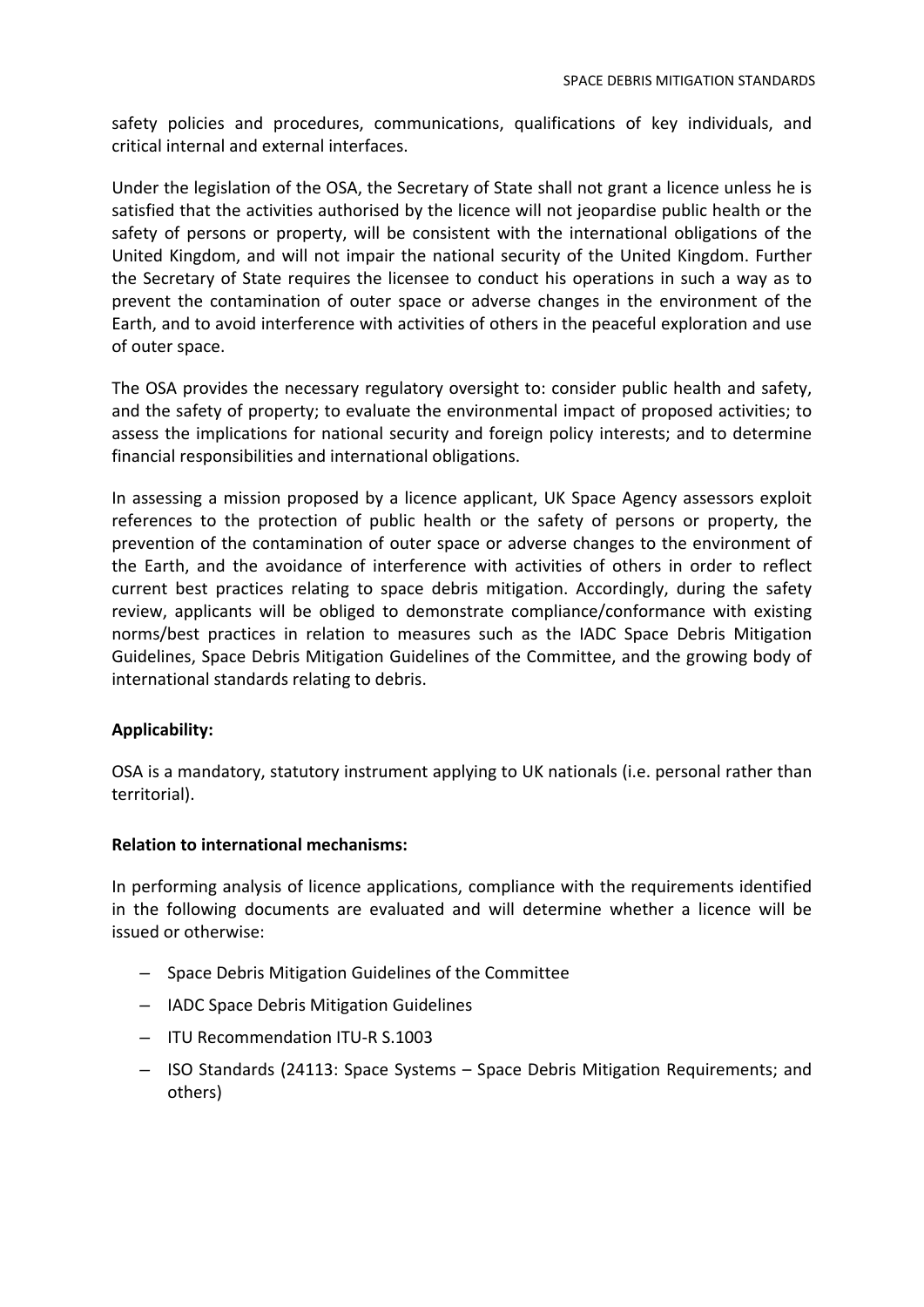safety policies and procedures, communications, qualifications of key individuals, and critical internal and external interfaces.

Under the legislation of the OSA, the Secretary of State shall not grant a licence unless he is satisfied that the activities authorised by the licence will not jeopardise public health or the safety of persons or property, will be consistent with the international obligations of the United Kingdom, and will not impair the national security of the United Kingdom. Further the Secretary of State requires the licensee to conduct his operations in such a way as to prevent the contamination of outer space or adverse changes in the environment of the Earth, and to avoid interference with activities of others in the peaceful exploration and use of outer space.

The OSA provides the necessary regulatory oversight to: consider public health and safety, and the safety of property; to evaluate the environmental impact of proposed activities; to assess the implications for national security and foreign policy interests; and to determine financial responsibilities and international obligations.

In assessing a mission proposed by a licence applicant, UK Space Agency assessors exploit references to the protection of public health or the safety of persons or property, the prevention of the contamination of outer space or adverse changes to the environment of the Earth, and the avoidance of interference with activities of others in order to reflect current best practices relating to space debris mitigation. Accordingly, during the safety review, applicants will be obliged to demonstrate compliance/conformance with existing norms/best practices in relation to measures such as the IADC Space Debris Mitigation Guidelines, Space Debris Mitigation Guidelines of the Committee, and the growing body of international standards relating to debris.

**Applicability:**

OSA is a mandatory, statutory instrument applying to UK nationals (i.e. personal rather than territorial).

**Relation to international mechanisms:**

In performing analysis of licence applications, compliance with the requirements identified in the following documents are evaluated and will determine whether a licence will be issued or otherwise:

- Space Debris Mitigation Guidelines of the Committee
- IADC Space Debris Mitigation Guidelines
- ITU Recommendation ITU-R S.1003
- ISO Standards (24113: Space Systems – Space Debris Mitigation Requirements; and others)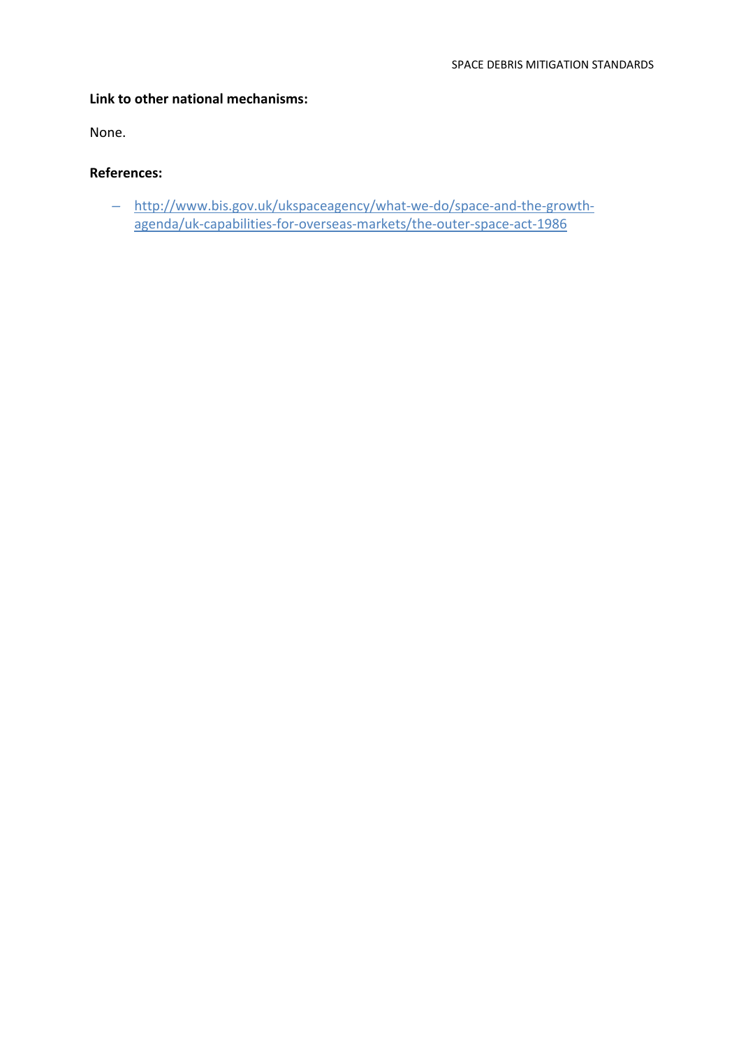**Link to other national mechanisms:**

None.

**References:**

- http://www.bis.gov.uk/ukspaceagency/what-we-do/space-and-the-growth-agenda/uk-capabilities-for-overseas-markets/the-outer-space-act-1986